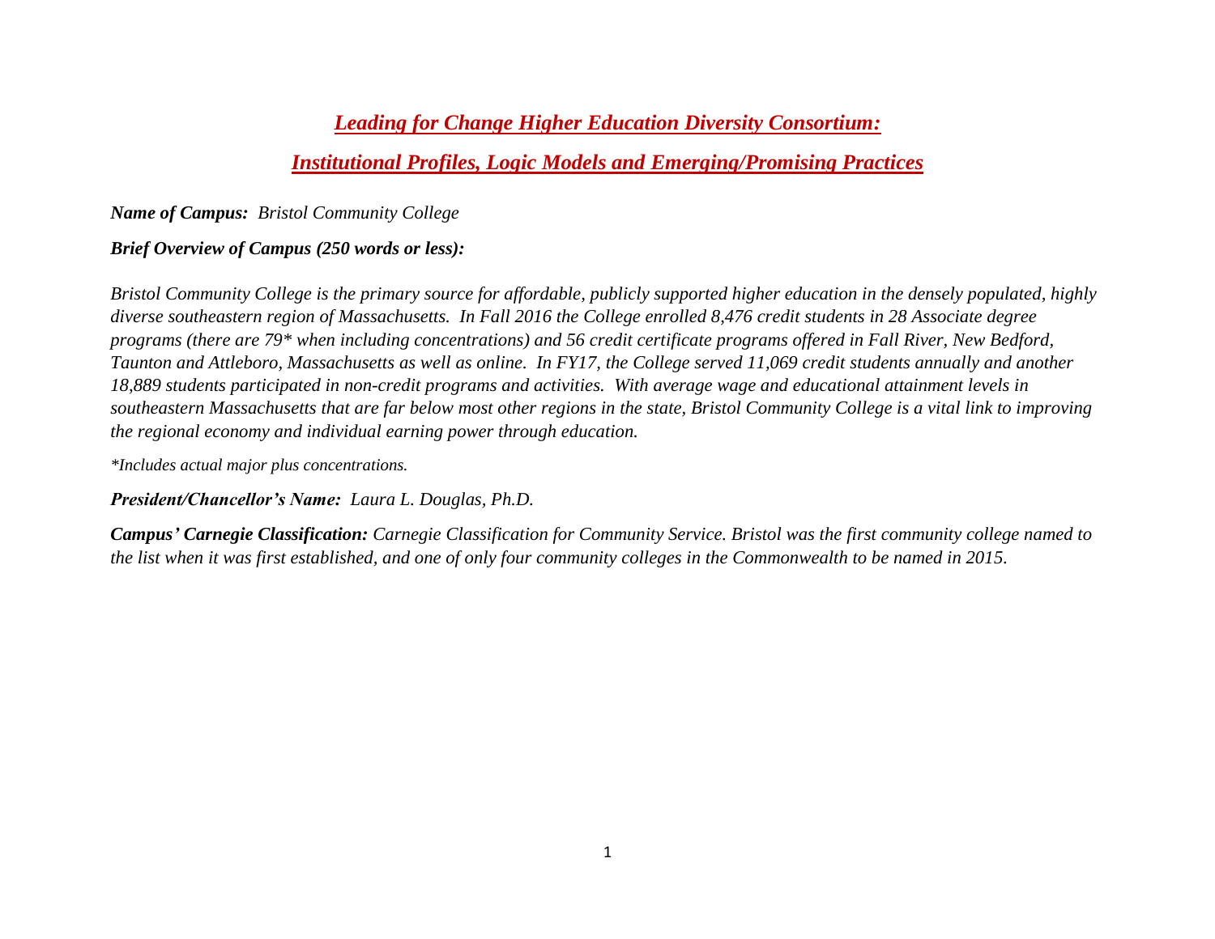# *Leading for Change Higher Education Diversity Consortium:*

## *Institutional Profiles, Logic Models and Emerging/Promising Practices*

***Name of Campus:*** *Bristol Community College*

***Brief Overview of Campus (250 words or less):***

*Bristol Community College is the primary source for affordable, publicly supported higher education in the densely populated, highly diverse southeastern region of Massachusetts. In Fall 2016 the College enrolled 8,476 credit students in 28 Associate degree programs (there are 79* when including concentrations) and 56 credit certificate programs offered in Fall River, New Bedford, Taunton and Attleboro, Massachusetts as well as online. In FY17, the College served 11,069 credit students annually and another 18,889 students participated in non-credit programs and activities. With average wage and educational attainment levels in southeastern Massachusetts that are far below most other regions in the state, Bristol Community College is a vital link to improving the regional economy and individual earning power through education.*

*\*Includes actual major plus concentrations.*

***President/Chancellor's Name:*** *Laura L. Douglas, Ph.D.*

***Campus' Carnegie Classification:*** *Carnegie Classification for Community Service. Bristol was the first community college named to the list when it was first established, and one of only four community colleges in the Commonwealth to be named in 2015.*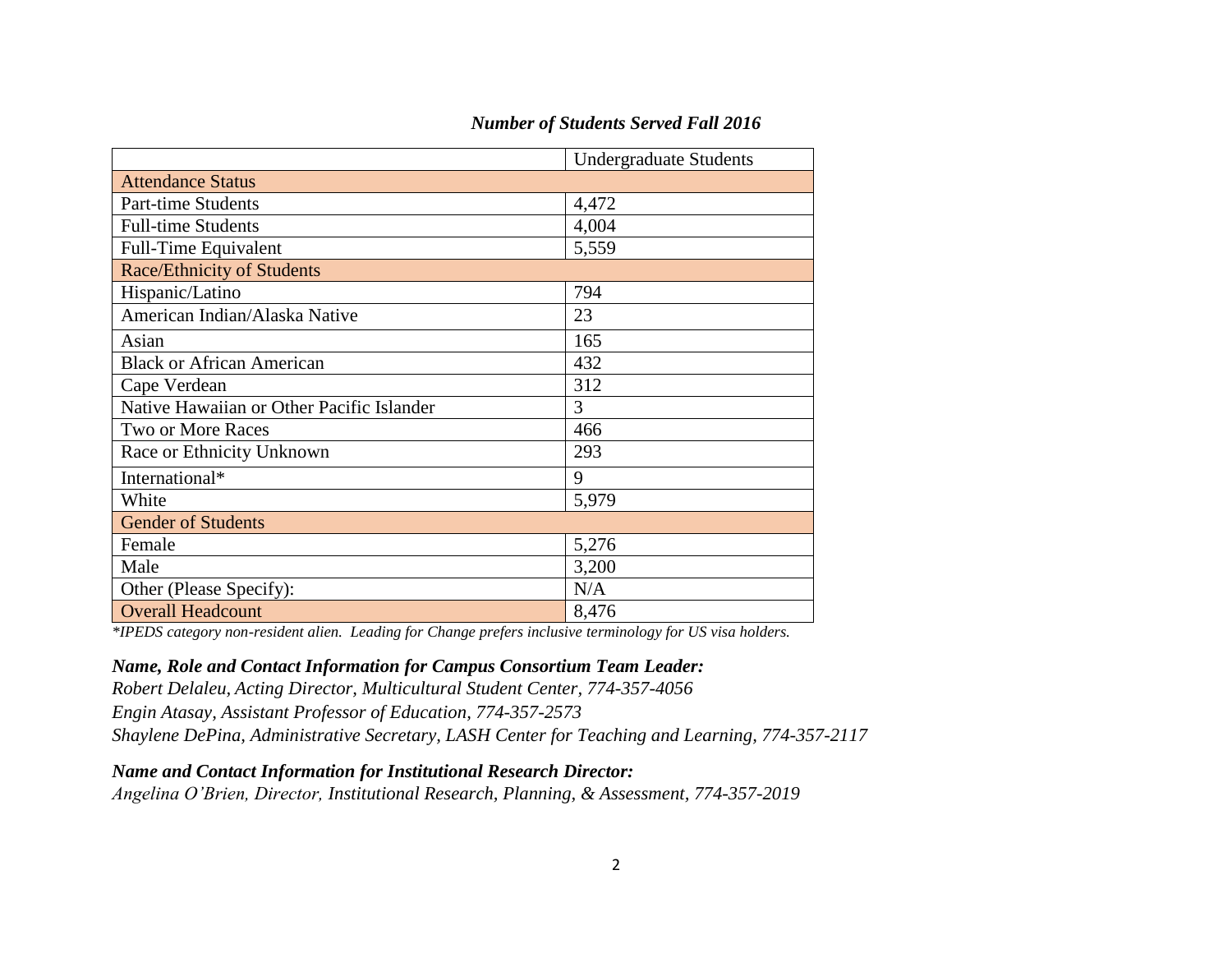***Number of Students Served Fall 2016***

| | Undergraduate Students |
|---|---|
| Attendance Status | |
| Part-time Students | 4,472 |
| Full-time Students | 4,004 |
| Full-Time Equivalent | 5,559 |
| Race/Ethnicity of Students | |
| Hispanic/Latino | 794 |
| American Indian/Alaska Native | 23 |
| Asian | 165 |
| Black or African American | 432 |
| Cape Verdean | 312 |
| Native Hawaiian or Other Pacific Islander | 3 |
| Two or More Races | 466 |
| Race or Ethnicity Unknown | 293 |
| International* | 9 |
| White | 5,979 |
| Gender of Students | |
| Female | 5,276 |
| Male | 3,200 |
| Other (Please Specify): | N/A |
| Overall Headcount | 8,476 |

*\*IPEDS category non-resident alien. Leading for Change prefers inclusive terminology for US visa holders.*

***Name, Role and Contact Information for Campus Consortium Team Leader:***

*Robert Delaleu, Acting Director, Multicultural Student Center, 774-357-4056*
*Engin Atasay, Assistant Professor of Education, 774-357-2573*
*Shaylene DePina, Administrative Secretary, LASH Center for Teaching and Learning, 774-357-2117*

***Name and Contact Information for Institutional Research Director:***

*Angelina O'Brien, Director, Institutional Research, Planning, & Assessment, 774-357-2019*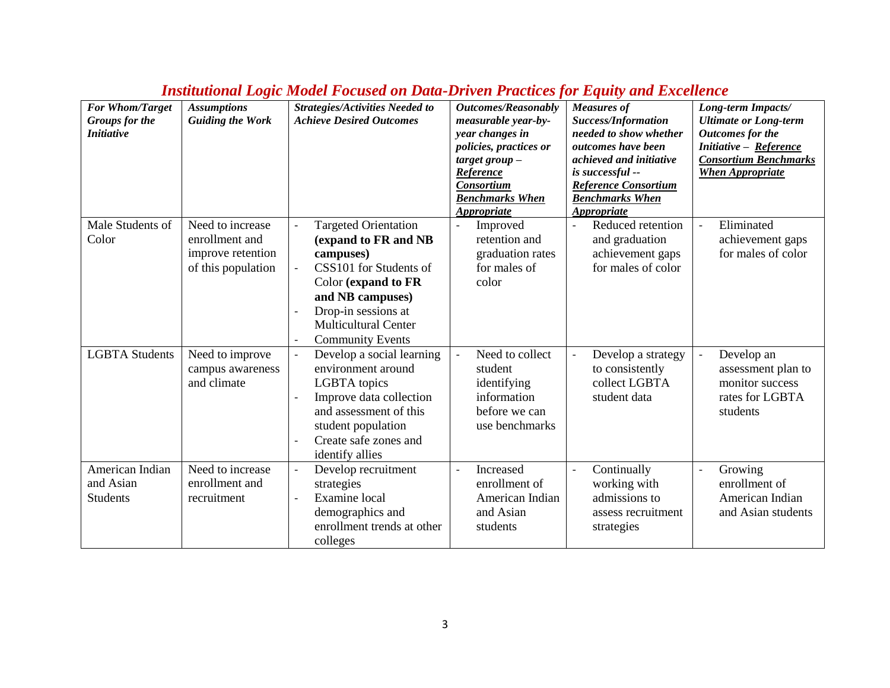## *Institutional Logic Model Focused on Data-Driven Practices for Equity and Excellence*

| ***For Whom/Target Groups for the Initiative*** | ***Assumptions Guiding the Work*** | ***Strategies/Activities Needed to Achieve Desired Outcomes*** | ***Outcomes/Reasonably measurable year-by-year changes in policies, practices or target group – Reference Consortium Benchmarks When Appropriate*** | ***Measures of Success/Information needed to show whether outcomes have been achieved and initiative is successful -- Reference Consortium Benchmarks When Appropriate*** | ***Long-term Impacts/ Ultimate or Long-term Outcomes for the Initiative – Reference Consortium Benchmarks When Appropriate*** |
|---|---|---|---|---|---|
| Male Students of Color | Need to increase enrollment and improve retention of this population | - Targeted Orientation **(expand to FR and NB campuses)**<br>- CSS101 for Students of Color **(expand to FR and NB campuses)**<br>- Drop-in sessions at Multicultural Center<br>- Community Events | - Improved retention and graduation rates for males of color | - Reduced retention and graduation achievement gaps for males of color | - Eliminated achievement gaps for males of color |
| LGBTA Students | Need to improve campus awareness and climate | - Develop a social learning environment around LGBTA topics<br>- Improve data collection and assessment of this student population<br>- Create safe zones and identify allies | - Need to collect student identifying information before we can use benchmarks | - Develop a strategy to consistently collect LGBTA student data | - Develop an assessment plan to monitor success rates for LGBTA students |
| American Indian and Asian Students | Need to increase enrollment and recruitment | - Develop recruitment strategies<br>- Examine local demographics and enrollment trends at other colleges | - Increased enrollment of American Indian and Asian students | - Continually working with admissions to assess recruitment strategies | - Growing enrollment of American Indian and Asian students |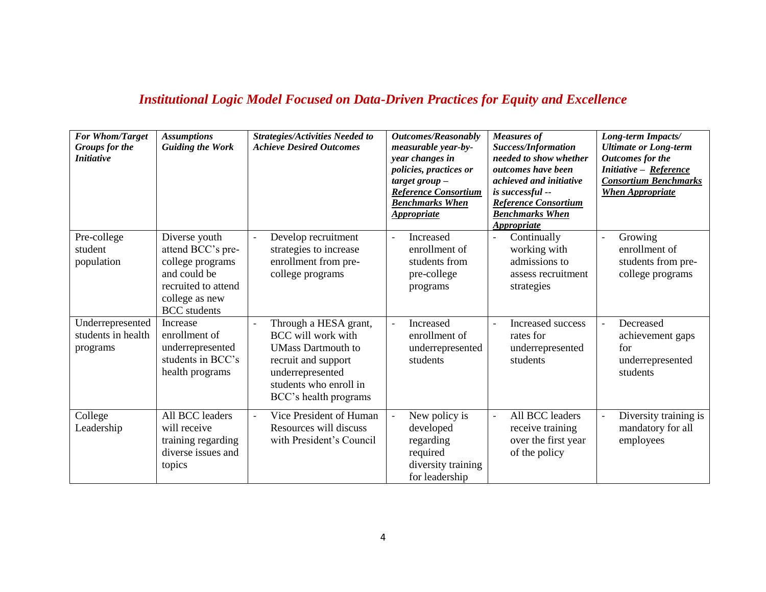## *Institutional Logic Model Focused on Data-Driven Practices for Equity and Excellence*

| ***For Whom/Target Groups for the Initiative*** | ***Assumptions Guiding the Work*** | ***Strategies/Activities Needed to Achieve Desired Outcomes*** | ***Outcomes/Reasonably measurable year-by-year changes in policies, practices or target group – Reference Consortium Benchmarks When Appropriate*** | ***Measures of Success/Information needed to show whether outcomes have been achieved and initiative is successful -- Reference Consortium Benchmarks When Appropriate*** | ***Long-term Impacts/ Ultimate or Long-term Outcomes for the Initiative – Reference Consortium Benchmarks When Appropriate*** |
|---|---|---|---|---|---|
| Pre-college student population | Diverse youth attend BCC's pre-college programs and could be recruited to attend college as new BCC students | - Develop recruitment strategies to increase enrollment from pre-college programs | - Increased enrollment of students from pre-college programs | - Continually working with admissions to assess recruitment strategies | - Growing enrollment of students from pre-college programs |
| Underrepresented students in health programs | Increase enrollment of underrepresented students in BCC's health programs | - Through a HESA grant, BCC will work with UMass Dartmouth to recruit and support underrepresented students who enroll in BCC's health programs | - Increased enrollment of underrepresented students | - Increased success rates for underrepresented students | - Decreased achievement gaps for underrepresented students |
| College Leadership | All BCC leaders will receive training regarding diverse issues and topics | - Vice President of Human Resources will discuss with President's Council | - New policy is developed regarding required diversity training for leadership | - All BCC leaders receive training over the first year of the policy | - Diversity training is mandatory for all employees |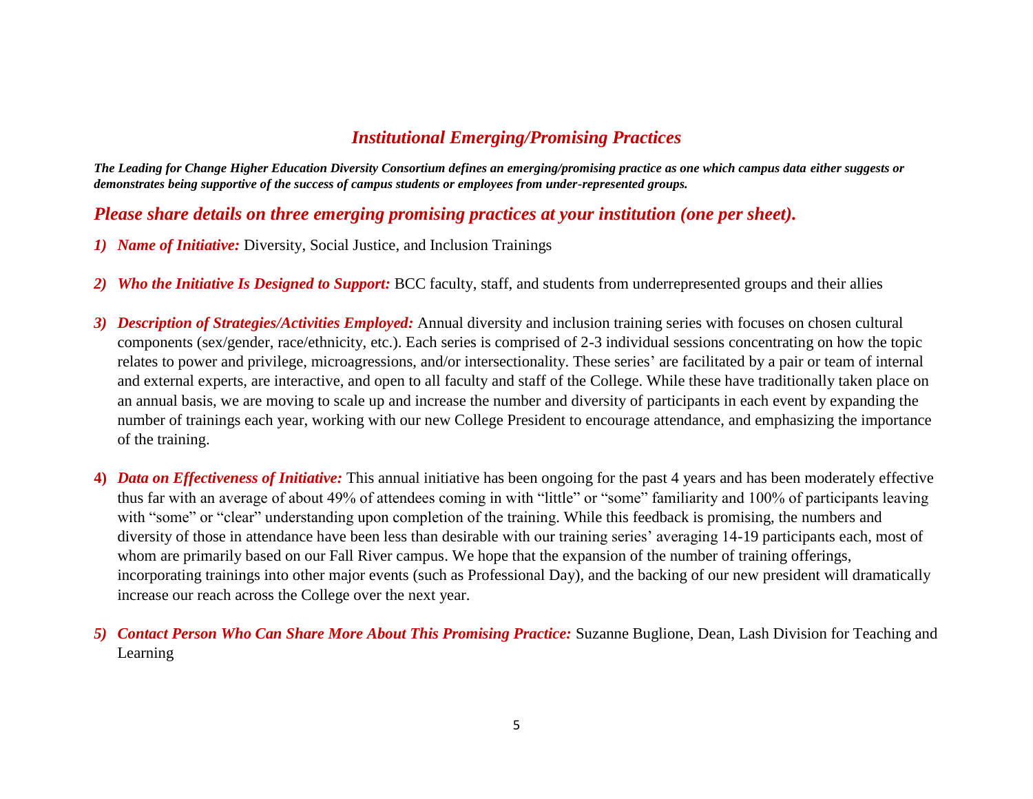## *Institutional Emerging/Promising Practices*

***The Leading for Change Higher Education Diversity Consortium defines an emerging/promising practice as one which campus data either suggests or demonstrates being supportive of the success of campus students or employees from under-represented groups.***

### *Please share details on three emerging promising practices at your institution (one per sheet).*

1) ***Name of Initiative:*** Diversity, Social Justice, and Inclusion Trainings

2) ***Who the Initiative Is Designed to Support:*** BCC faculty, staff, and students from underrepresented groups and their allies

3) ***Description of Strategies/Activities Employed:*** Annual diversity and inclusion training series with focuses on chosen cultural components (sex/gender, race/ethnicity, etc.). Each series is comprised of 2-3 individual sessions concentrating on how the topic relates to power and privilege, microagressions, and/or intersectionality. These series' are facilitated by a pair or team of internal and external experts, are interactive, and open to all faculty and staff of the College. While these have traditionally taken place on an annual basis, we are moving to scale up and increase the number and diversity of participants in each event by expanding the number of trainings each year, working with our new College President to encourage attendance, and emphasizing the importance of the training.

4) ***Data on Effectiveness of Initiative:*** This annual initiative has been ongoing for the past 4 years and has been moderately effective thus far with an average of about 49% of attendees coming in with "little" or "some" familiarity and 100% of participants leaving with "some" or "clear" understanding upon completion of the training. While this feedback is promising, the numbers and diversity of those in attendance have been less than desirable with our training series' averaging 14-19 participants each, most of whom are primarily based on our Fall River campus. We hope that the expansion of the number of training offerings, incorporating trainings into other major events (such as Professional Day), and the backing of our new president will dramatically increase our reach across the College over the next year.

5) ***Contact Person Who Can Share More About This Promising Practice:*** Suzanne Buglione, Dean, Lash Division for Teaching and Learning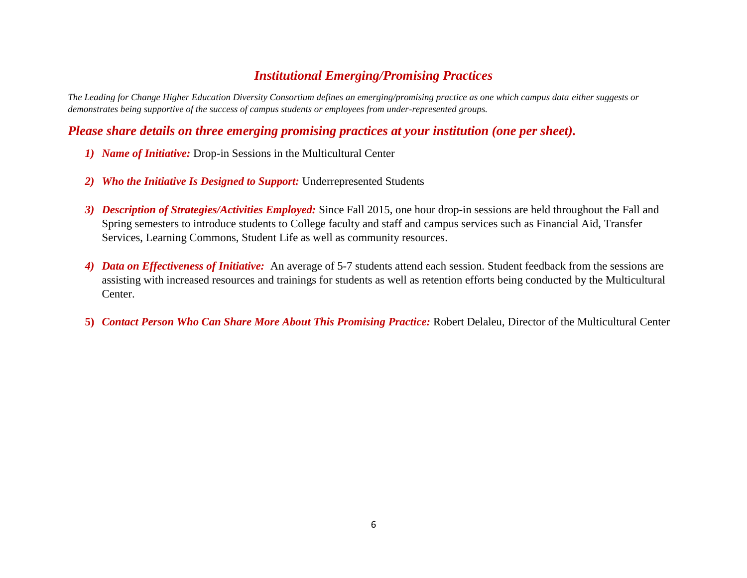## *Institutional Emerging/Promising Practices*

*The Leading for Change Higher Education Diversity Consortium defines an emerging/promising practice as one which campus data either suggests or demonstrates being supportive of the success of campus students or employees from under-represented groups.*

### *Please share details on three emerging promising practices at your institution (one per sheet).*

1) ***Name of Initiative:*** Drop-in Sessions in the Multicultural Center

2) ***Who the Initiative Is Designed to Support:*** Underrepresented Students

3) ***Description of Strategies/Activities Employed:*** Since Fall 2015, one hour drop-in sessions are held throughout the Fall and Spring semesters to introduce students to College faculty and staff and campus services such as Financial Aid, Transfer Services, Learning Commons, Student Life as well as community resources.

4) ***Data on Effectiveness of Initiative:*** An average of 5-7 students attend each session. Student feedback from the sessions are assisting with increased resources and trainings for students as well as retention efforts being conducted by the Multicultural Center.

5) ***Contact Person Who Can Share More About This Promising Practice:*** Robert Delaleu, Director of the Multicultural Center